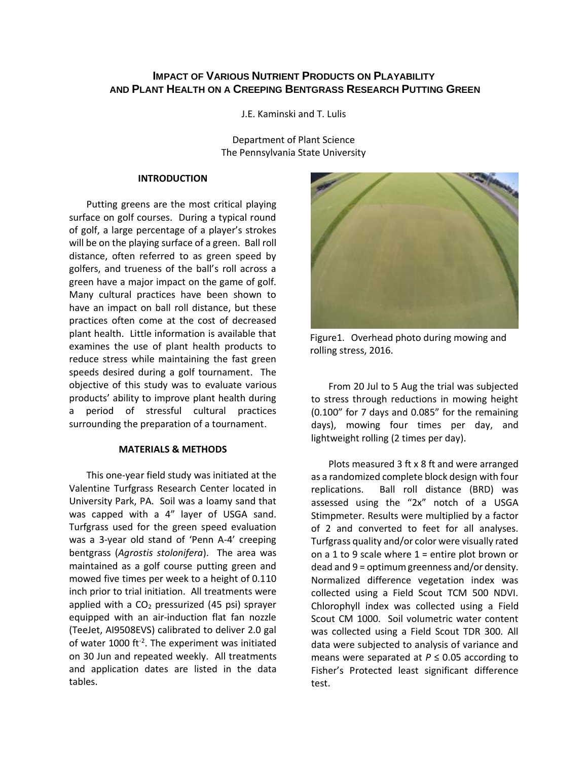# Impact of Various Nutrient Products on Playability and Plant Health on a Creeping Bentgrass Research Putting Green

J.E. Kaminski and T. Lulis

Department of Plant Science
The Pennsylvania State University

## INTRODUCTION

Putting greens are the most critical playing surface on golf courses. During a typical round of golf, a large percentage of a player's strokes will be on the playing surface of a green. Ball roll distance, often referred to as green speed by golfers, and trueness of the ball's roll across a green have a major impact on the game of golf. Many cultural practices have been shown to have an impact on ball roll distance, but these practices often come at the cost of decreased plant health. Little information is available that examines the use of plant health products to reduce stress while maintaining the fast green speeds desired during a golf tournament. The objective of this study was to evaluate various products' ability to improve plant health during a period of stressful cultural practices surrounding the preparation of a tournament.

## MATERIALS & METHODS

This one-year field study was initiated at the Valentine Turfgrass Research Center located in University Park, PA. Soil was a loamy sand that was capped with a 4" layer of USGA sand. Turfgrass used for the green speed evaluation was a 3-year old stand of 'Penn A-4' creeping bentgrass (*Agrostis stolonifera*). The area was maintained as a golf course putting green and mowed five times per week to a height of 0.110 inch prior to trial initiation. All treatments were applied with a $CO_2$ pressurized (45 psi) sprayer equipped with an air-induction flat fan nozzle (TeeJet, AI9508EVS) calibrated to deliver 2.0 gal of water 1000 $ft^{-2}$. The experiment was initiated on 30 Jun and repeated weekly. All treatments and application dates are listed in the data tables.

Figure1. Overhead photo during mowing and rolling stress, 2016.

From 20 Jul to 5 Aug the trial was subjected to stress through reductions in mowing height (0.100" for 7 days and 0.085" for the remaining days), mowing four times per day, and lightweight rolling (2 times per day).

Plots measured 3 ft x 8 ft and were arranged as a randomized complete block design with four replications. Ball roll distance (BRD) was assessed using the "2x" notch of a USGA Stimpmeter. Results were multiplied by a factor of 2 and converted to feet for all analyses. Turfgrass quality and/or color were visually rated on a 1 to 9 scale where 1 = entire plot brown or dead and 9 = optimum greenness and/or density. Normalized difference vegetation index was collected using a Field Scout TCM 500 NDVI. Chlorophyll index was collected using a Field Scout CM 1000. Soil volumetric water content was collected using a Field Scout TDR 300. All data were subjected to analysis of variance and means were separated at $P \leq 0.05$ according to Fisher's Protected least significant difference test.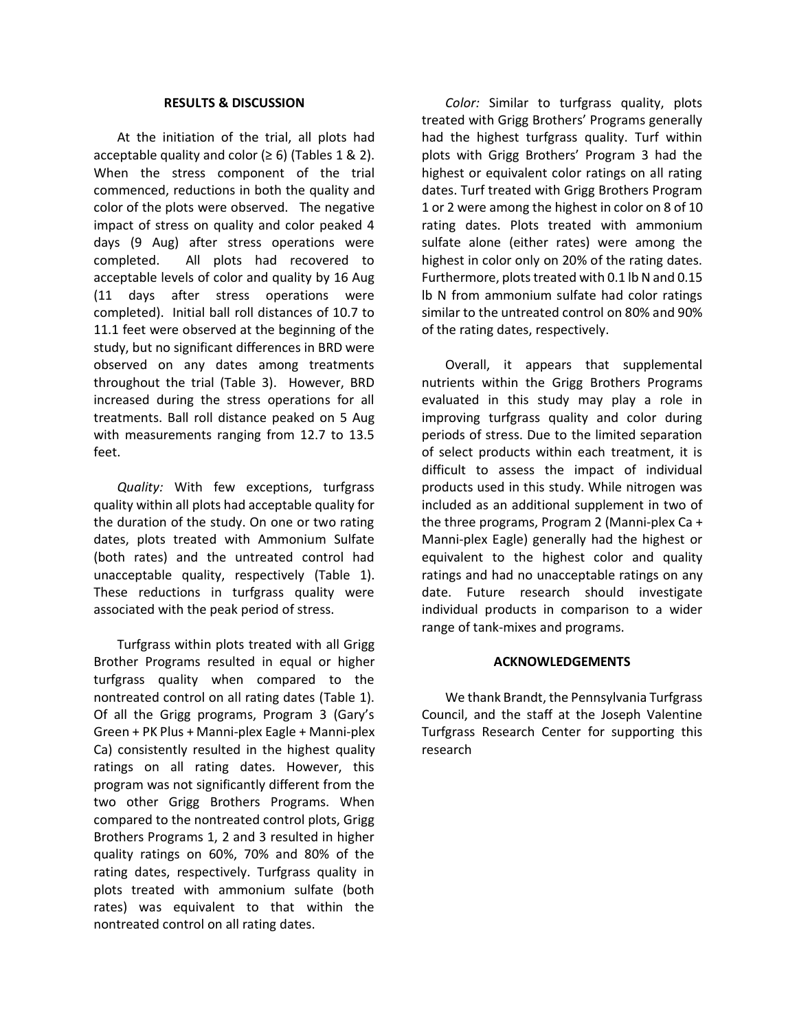## RESULTS & DISCUSSION

At the initiation of the trial, all plots had acceptable quality and color (≥ 6) (Tables 1 & 2). When the stress component of the trial commenced, reductions in both the quality and color of the plots were observed. The negative impact of stress on quality and color peaked 4 days (9 Aug) after stress operations were completed. All plots had recovered to acceptable levels of color and quality by 16 Aug (11 days after stress operations were completed). Initial ball roll distances of 10.7 to 11.1 feet were observed at the beginning of the study, but no significant differences in BRD were observed on any dates among treatments throughout the trial (Table 3). However, BRD increased during the stress operations for all treatments. Ball roll distance peaked on 5 Aug with measurements ranging from 12.7 to 13.5 feet.

*Quality:* With few exceptions, turfgrass quality within all plots had acceptable quality for the duration of the study. On one or two rating dates, plots treated with Ammonium Sulfate (both rates) and the untreated control had unacceptable quality, respectively (Table 1). These reductions in turfgrass quality were associated with the peak period of stress.

Turfgrass within plots treated with all Grigg Brother Programs resulted in equal or higher turfgrass quality when compared to the nontreated control on all rating dates (Table 1). Of all the Grigg programs, Program 3 (Gary's Green + PK Plus + Manni-plex Eagle + Manni-plex Ca) consistently resulted in the highest quality ratings on all rating dates. However, this program was not significantly different from the two other Grigg Brothers Programs. When compared to the nontreated control plots, Grigg Brothers Programs 1, 2 and 3 resulted in higher quality ratings on 60%, 70% and 80% of the rating dates, respectively. Turfgrass quality in plots treated with ammonium sulfate (both rates) was equivalent to that within the nontreated control on all rating dates.

*Color:* Similar to turfgrass quality, plots treated with Grigg Brothers' Programs generally had the highest turfgrass quality. Turf within plots with Grigg Brothers' Program 3 had the highest or equivalent color ratings on all rating dates. Turf treated with Grigg Brothers Program 1 or 2 were among the highest in color on 8 of 10 rating dates. Plots treated with ammonium sulfate alone (either rates) were among the highest in color only on 20% of the rating dates. Furthermore, plots treated with 0.1 lb N and 0.15 lb N from ammonium sulfate had color ratings similar to the untreated control on 80% and 90% of the rating dates, respectively.

Overall, it appears that supplemental nutrients within the Grigg Brothers Programs evaluated in this study may play a role in improving turfgrass quality and color during periods of stress. Due to the limited separation of select products within each treatment, it is difficult to assess the impact of individual products used in this study. While nitrogen was included as an additional supplement in two of the three programs, Program 2 (Manni-plex Ca + Manni-plex Eagle) generally had the highest or equivalent to the highest color and quality ratings and had no unacceptable ratings on any date. Future research should investigate individual products in comparison to a wider range of tank-mixes and programs.

## ACKNOWLEDGEMENTS

We thank Brandt, the Pennsylvania Turfgrass Council, and the staff at the Joseph Valentine Turfgrass Research Center for supporting this research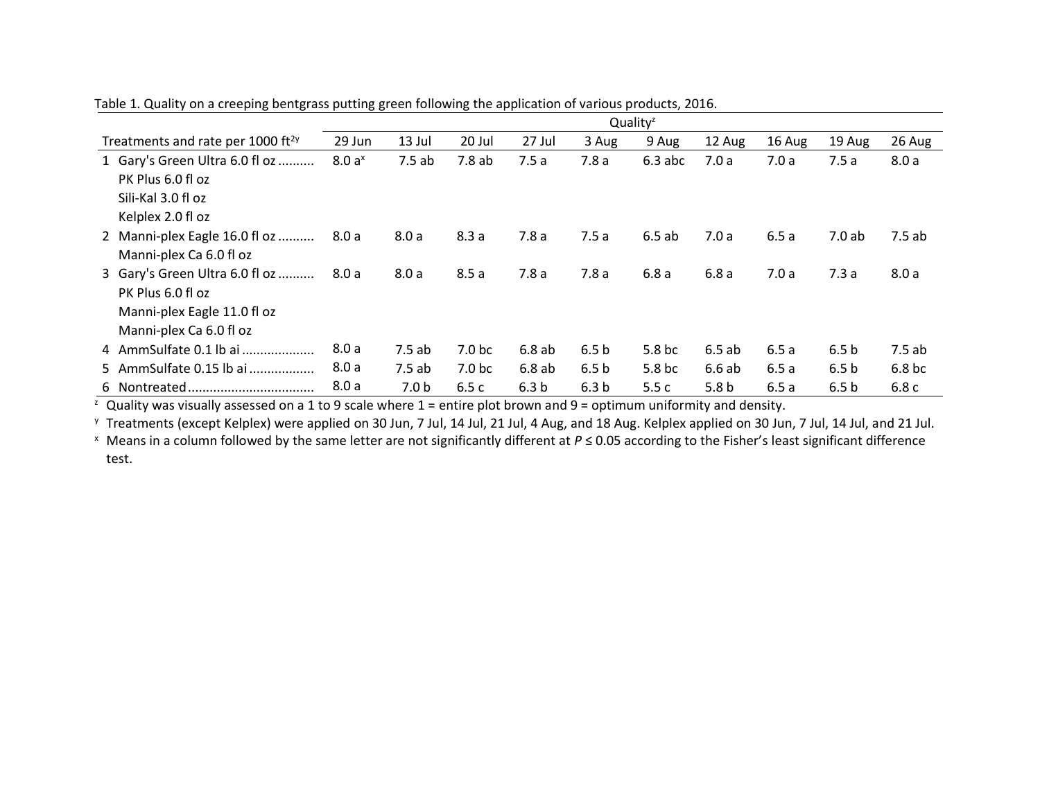Table 1. Quality on a creeping bentgrass putting green following the application of various products, 2016.

| Treatments and rate per 1000 ft[2y] | Quality[z] | | | | | | | | | |
|---|---|---|---|---|---|---|---|---|---|---|
| | 29 Jun | 13 Jul | 20 Jul | 27 Jul | 3 Aug | 9 Aug | 12 Aug | 16 Aug | 19 Aug | 26 Aug |
| 1 Gary's Green Ultra 6.0 fl oz .......... PK Plus 6.0 fl oz Sili-Kal 3.0 fl oz Kelplex 2.0 fl oz | 8.0 a[x] | 7.5 ab | 7.8 ab | 7.5 a | 7.8 a | 6.3 abc | 7.0 a | 7.0 a | 7.5 a | 8.0 a |
| 2 Manni-plex Eagle 16.0 fl oz .......... Manni-plex Ca 6.0 fl oz | 8.0 a | 8.0 a | 8.3 a | 7.8 a | 7.5 a | 6.5 ab | 7.0 a | 6.5 a | 7.0 ab | 7.5 ab |
| 3 Gary's Green Ultra 6.0 fl oz .......... PK Plus 6.0 fl oz Manni-plex Eagle 11.0 fl oz Manni-plex Ca 6.0 fl oz | 8.0 a | 8.0 a | 8.5 a | 7.8 a | 7.8 a | 6.8 a | 6.8 a | 7.0 a | 7.3 a | 8.0 a |
| 4 AmmSulfate 0.1 lb ai ................... | 8.0 a | 7.5 ab | 7.0 bc | 6.8 ab | 6.5 b | 5.8 bc | 6.5 ab | 6.5 a | 6.5 b | 7.5 ab |
| 5 AmmSulfate 0.15 lb ai ................. | 8.0 a | 7.5 ab | 7.0 bc | 6.8 ab | 6.5 b | 5.8 bc | 6.6 ab | 6.5 a | 6.5 b | 6.8 bc |
| 6 Nontreated.................................. | 8.0 a | 7.0 b | 6.5 c | 6.3 b | 6.3 b | 5.5 c | 5.8 b | 6.5 a | 6.5 b | 6.8 c |

[z] Quality was visually assessed on a 1 to 9 scale where 1 = entire plot brown and 9 = optimum uniformity and density.

[y] Treatments (except Kelplex) were applied on 30 Jun, 7 Jul, 14 Jul, 21 Jul, 4 Aug, and 18 Aug. Kelplex applied on 30 Jun, 7 Jul, 14 Jul, and 21 Jul.

[x] Means in a column followed by the same letter are not significantly different at $P \leq 0.05$ according to the Fisher's least significant difference test.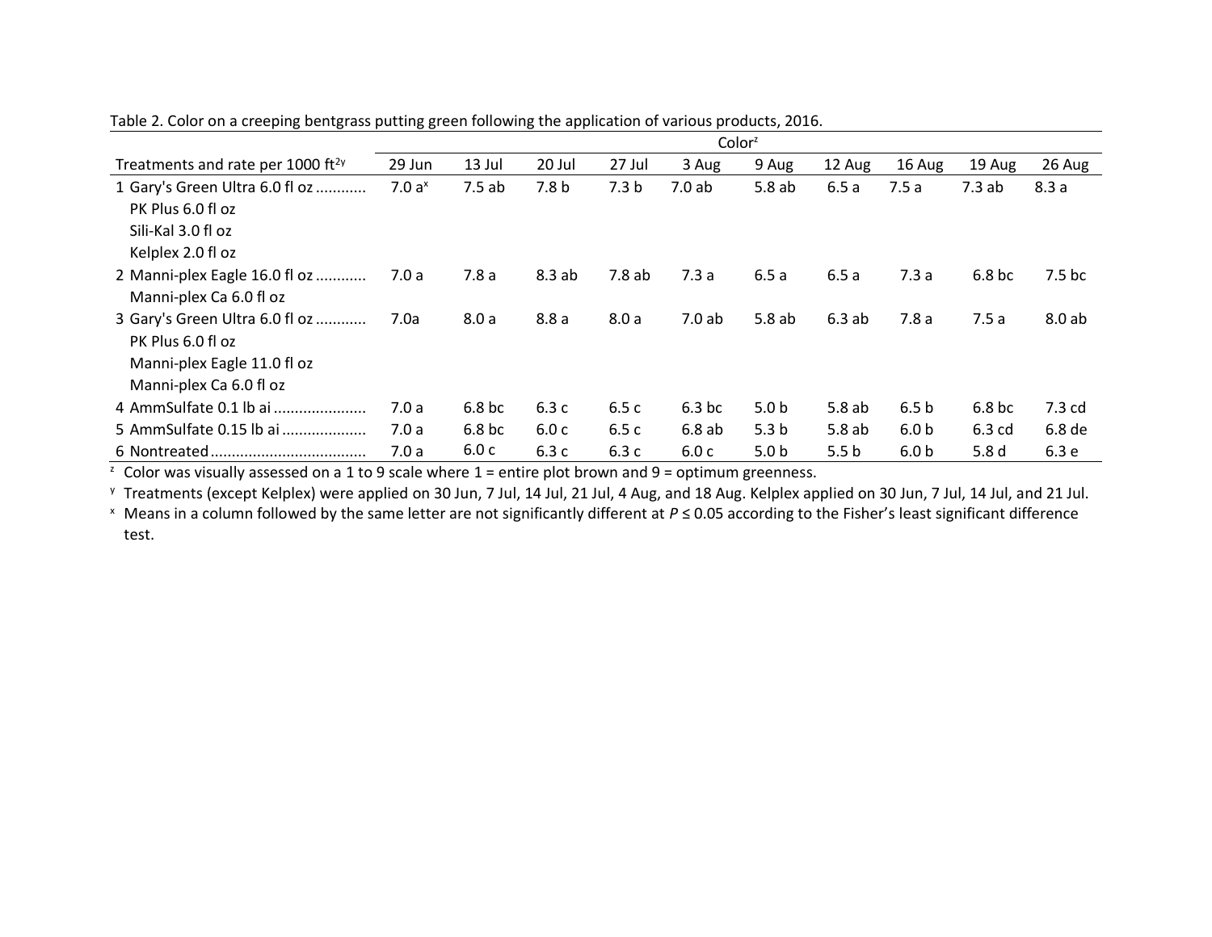Table 2. Color on a creeping bentgrass putting green following the application of various products, 2016.

| Treatments and rate per 1000 ft² [y] | Color [z] | | | | | | | | | |
|---|---|---|---|---|---|---|---|---|---|---|
| | 29 Jun | 13 Jul | 20 Jul | 27 Jul | 3 Aug | 9 Aug | 12 Aug | 16 Aug | 19 Aug | 26 Aug |
| 1 Gary's Green Ultra 6.0 fl oz ........... PK Plus 6.0 fl oz Sili-Kal 3.0 fl oz Kelplex 2.0 fl oz | 7.0 a [x] | 7.5 ab | 7.8 b | 7.3 b | 7.0 ab | 5.8 ab | 6.5 a | 7.5 a | 7.3 ab | 8.3 a |
| 2 Manni-plex Eagle 16.0 fl oz ........... Manni-plex Ca 6.0 fl oz | 7.0 a | 7.8 a | 8.3 ab | 7.8 ab | 7.3 a | 6.5 a | 6.5 a | 7.3 a | 6.8 bc | 7.5 bc |
| 3 Gary's Green Ultra 6.0 fl oz ........... PK Plus 6.0 fl oz Manni-plex Eagle 11.0 fl oz Manni-plex Ca 6.0 fl oz | 7.0a | 8.0 a | 8.8 a | 8.0 a | 7.0 ab | 5.8 ab | 6.3 ab | 7.8 a | 7.5 a | 8.0 ab |
| 4 AmmSulfate 0.1 lb ai ..................... | 7.0 a | 6.8 bc | 6.3 c | 6.5 c | 6.3 bc | 5.0 b | 5.8 ab | 6.5 b | 6.8 bc | 7.3 cd |
| 5 AmmSulfate 0.15 lb ai ................... | 7.0 a | 6.8 bc | 6.0 c | 6.5 c | 6.8 ab | 5.3 b | 5.8 ab | 6.0 b | 6.3 cd | 6.8 de |
| 6 Nontreated .................................... | 7.0 a | 6.0 c | 6.3 c | 6.3 c | 6.0 c | 5.0 b | 5.5 b | 6.0 b | 5.8 d | 6.3 e |

[z] Color was visually assessed on a 1 to 9 scale where 1 = entire plot brown and 9 = optimum greenness.

[y] Treatments (except Kelplex) were applied on 30 Jun, 7 Jul, 14 Jul, 21 Jul, 4 Aug, and 18 Aug. Kelplex applied on 30 Jun, 7 Jul, 14 Jul, and 21 Jul.

[x] Means in a column followed by the same letter are not significantly different at $P \leq 0.05$ according to the Fisher's least significant difference test.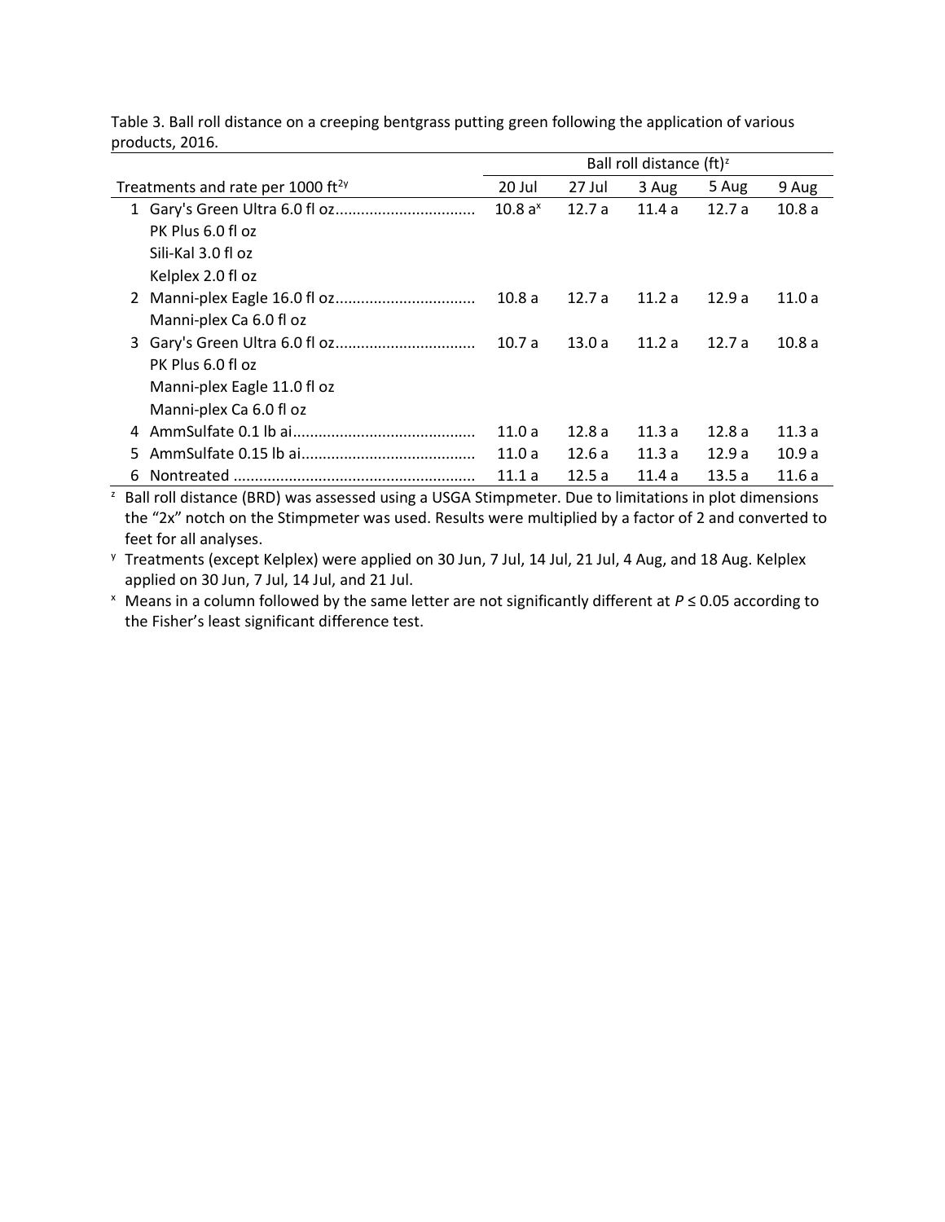Table 3. Ball roll distance on a creeping bentgrass putting green following the application of various products, 2016.

| Treatments and rate per 1000 ft[2y] | Ball roll distance (ft)[z] | | | | |
|---|---|---|---|---|---|
| | 20 Jul | 27 Jul | 3 Aug | 5 Aug | 9 Aug |
| 1 Gary's Green Ultra 6.0 fl oz | 10.8 a[x] | 12.7 a | 11.4 a | 12.7 a | 10.8 a |
| PK Plus 6.0 fl oz | | | | | |
| Sili-Kal 3.0 fl oz | | | | | |
| Kelplex 2.0 fl oz | | | | | |
| 2 Manni-plex Eagle 16.0 fl oz | 10.8 a | 12.7 a | 11.2 a | 12.9 a | 11.0 a |
| Manni-plex Ca 6.0 fl oz | | | | | |
| 3 Gary's Green Ultra 6.0 fl oz | 10.7 a | 13.0 a | 11.2 a | 12.7 a | 10.8 a |
| PK Plus 6.0 fl oz | | | | | |
| Manni-plex Eagle 11.0 fl oz | | | | | |
| Manni-plex Ca 6.0 fl oz | | | | | |
| 4 AmmSulfate 0.1 lb ai | 11.0 a | 12.8 a | 11.3 a | 12.8 a | 11.3 a |
| 5 AmmSulfate 0.15 lb ai | 11.0 a | 12.6 a | 11.3 a | 12.9 a | 10.9 a |
| 6 Nontreated | 11.1 a | 12.5 a | 11.4 a | 13.5 a | 11.6 a |

[z] Ball roll distance (BRD) was assessed using a USGA Stimpmeter. Due to limitations in plot dimensions the "2x" notch on the Stimpmeter was used. Results were multiplied by a factor of 2 and converted to feet for all analyses.

[y] Treatments (except Kelplex) were applied on 30 Jun, 7 Jul, 14 Jul, 21 Jul, 4 Aug, and 18 Aug. Kelplex applied on 30 Jun, 7 Jul, 14 Jul, and 21 Jul.

[x] Means in a column followed by the same letter are not significantly different at $P \leq 0.05$ according to the Fisher's least significant difference test.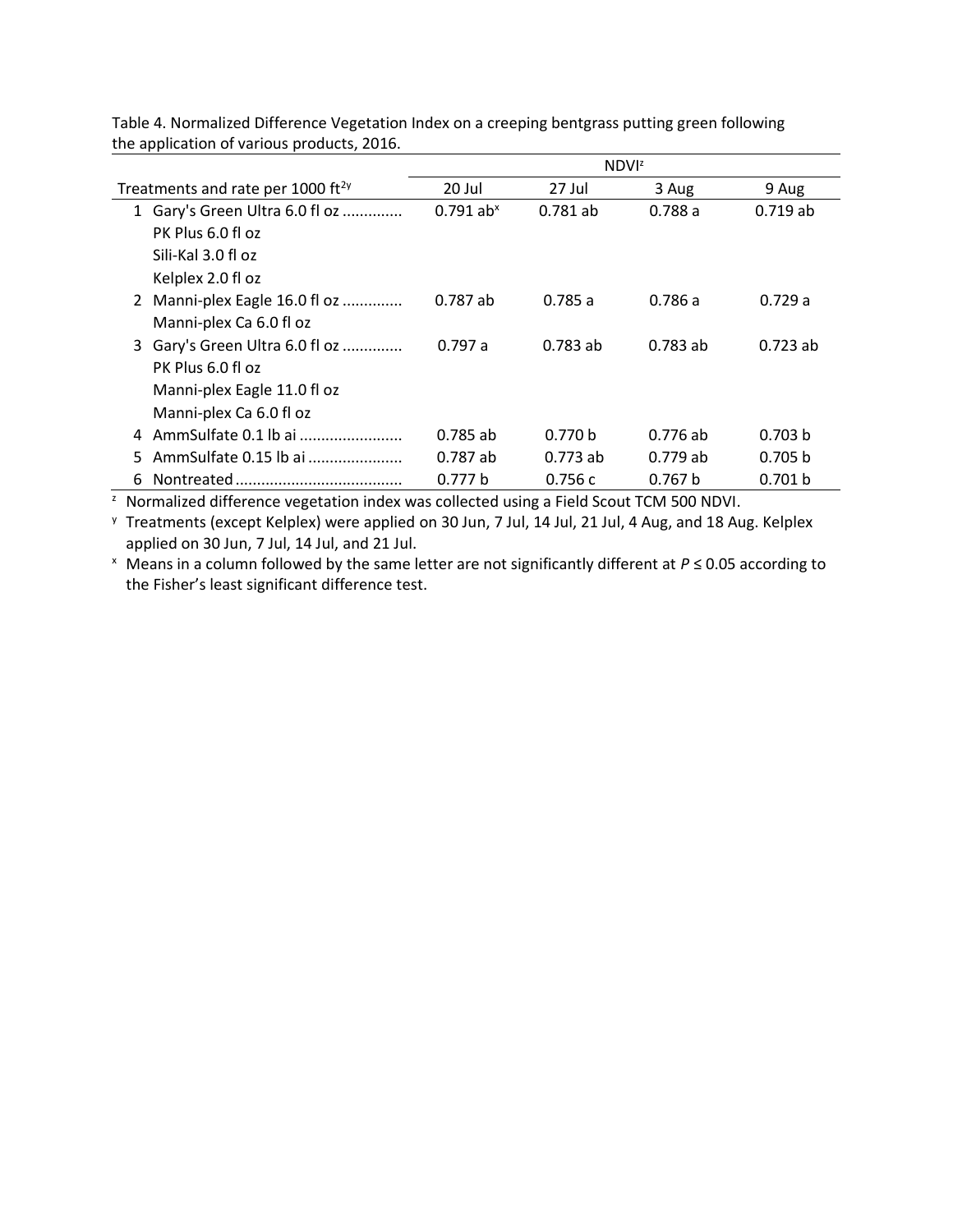Table 4. Normalized Difference Vegetation Index on a creeping bentgrass putting green following the application of various products, 2016.

| Treatments and rate per 1000 ft[2y] | NDVI[z] | | | |
|---|---|---|---|---|
| | 20 Jul | 27 Jul | 3 Aug | 9 Aug |
| 1 Gary's Green Ultra 6.0 fl oz ............. PK Plus 6.0 fl oz Sili-Kal 3.0 fl oz Kelplex 2.0 fl oz | 0.791 ab[x] | 0.781 ab | 0.788 a | 0.719 ab |
| 2 Manni-plex Eagle 16.0 fl oz ............. Manni-plex Ca 6.0 fl oz | 0.787 ab | 0.785 a | 0.786 a | 0.729 a |
| 3 Gary's Green Ultra 6.0 fl oz ............. PK Plus 6.0 fl oz Manni-plex Eagle 11.0 fl oz Manni-plex Ca 6.0 fl oz | 0.797 a | 0.783 ab | 0.783 ab | 0.723 ab |
| 4 AmmSulfate 0.1 lb ai ........................ | 0.785 ab | 0.770 b | 0.776 ab | 0.703 b |
| 5 AmmSulfate 0.15 lb ai ...................... | 0.787 ab | 0.773 ab | 0.779 ab | 0.705 b |
| 6 Nontreated ....................................... | 0.777 b | 0.756 c | 0.767 b | 0.701 b |

[z] Normalized difference vegetation index was collected using a Field Scout TCM 500 NDVI.

[y] Treatments (except Kelplex) were applied on 30 Jun, 7 Jul, 14 Jul, 21 Jul, 4 Aug, and 18 Aug. Kelplex applied on 30 Jun, 7 Jul, 14 Jul, and 21 Jul.

[x] Means in a column followed by the same letter are not significantly different at $P \leq 0.05$ according to the Fisher's least significant difference test.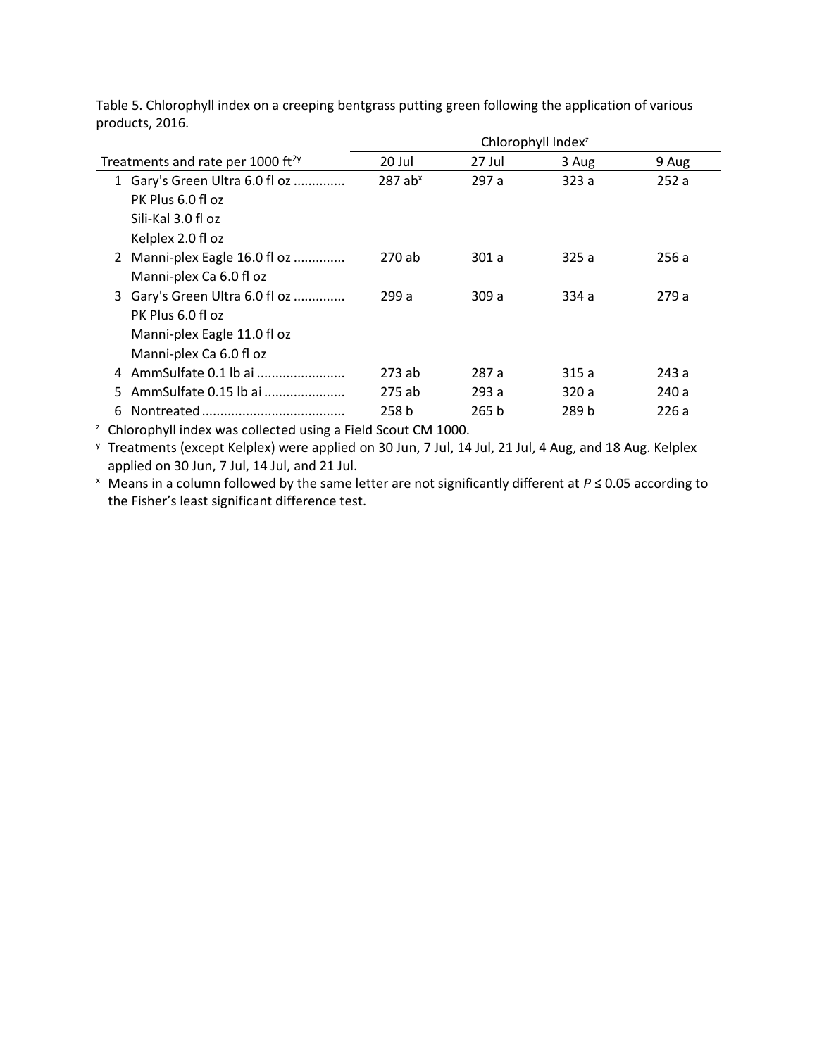Table 5. Chlorophyll index on a creeping bentgrass putting green following the application of various products, 2016.

| Treatments and rate per 1000 ft[2y] | Chlorophyll Index[z] | | | |
|---|---|---|---|---|
| | 20 Jul | 27 Jul | 3 Aug | 9 Aug |
| 1 Gary's Green Ultra 6.0 fl oz ............. PK Plus 6.0 fl oz Sili-Kal 3.0 fl oz Kelplex 2.0 fl oz | 287 ab[x] | 297 a | 323 a | 252 a |
| 2 Manni-plex Eagle 16.0 fl oz ............. Manni-plex Ca 6.0 fl oz | 270 ab | 301 a | 325 a | 256 a |
| 3 Gary's Green Ultra 6.0 fl oz ............. PK Plus 6.0 fl oz Manni-plex Eagle 11.0 fl oz Manni-plex Ca 6.0 fl oz | 299 a | 309 a | 334 a | 279 a |
| 4 AmmSulfate 0.1 lb ai ....................... | 273 ab | 287 a | 315 a | 243 a |
| 5 AmmSulfate 0.15 lb ai ..................... | 275 ab | 293 a | 320 a | 240 a |
| 6 Nontreated ....................................... | 258 b | 265 b | 289 b | 226 a |

[z] Chlorophyll index was collected using a Field Scout CM 1000.

[y] Treatments (except Kelplex) were applied on 30 Jun, 7 Jul, 14 Jul, 21 Jul, 4 Aug, and 18 Aug. Kelplex applied on 30 Jun, 7 Jul, 14 Jul, and 21 Jul.

[x] Means in a column followed by the same letter are not significantly different at $P \leq 0.05$ according to the Fisher's least significant difference test.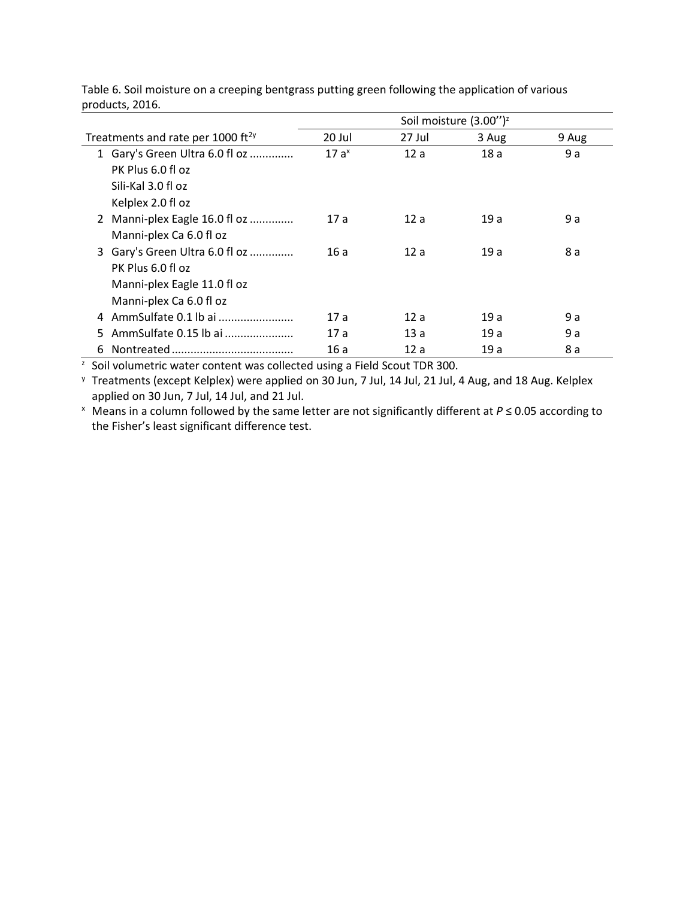Table 6. Soil moisture on a creeping bentgrass putting green following the application of various products, 2016.

| Treatments and rate per 1000 ft²[y] | Soil moisture (3.00'')[z] | | | |
|---|---|---|---|---|
| | 20 Jul | 27 Jul | 3 Aug | 9 Aug |
| 1 Gary's Green Ultra 6.0 fl oz ............. PK Plus 6.0 fl oz Sili-Kal 3.0 fl oz Kelplex 2.0 fl oz | 17 a[x] | 12 a | 18 a | 9 a |
| 2 Manni-plex Eagle 16.0 fl oz ............. Manni-plex Ca 6.0 fl oz | 17 a | 12 a | 19 a | 9 a |
| 3 Gary's Green Ultra 6.0 fl oz ............. PK Plus 6.0 fl oz Manni-plex Eagle 11.0 fl oz Manni-plex Ca 6.0 fl oz | 16 a | 12 a | 19 a | 8 a |
| 4 AmmSulfate 0.1 lb ai ........................ | 17 a | 12 a | 19 a | 9 a |
| 5 AmmSulfate 0.15 lb ai ...................... | 17 a | 13 a | 19 a | 9 a |
| 6 Nontreated ....................................... | 16 a | 12 a | 19 a | 8 a |

[z] Soil volumetric water content was collected using a Field Scout TDR 300.

[y] Treatments (except Kelplex) were applied on 30 Jun, 7 Jul, 14 Jul, 21 Jul, 4 Aug, and 18 Aug. Kelplex applied on 30 Jun, 7 Jul, 14 Jul, and 21 Jul.

[x] Means in a column followed by the same letter are not significantly different at $P \leq 0.05$ according to the Fisher's least significant difference test.